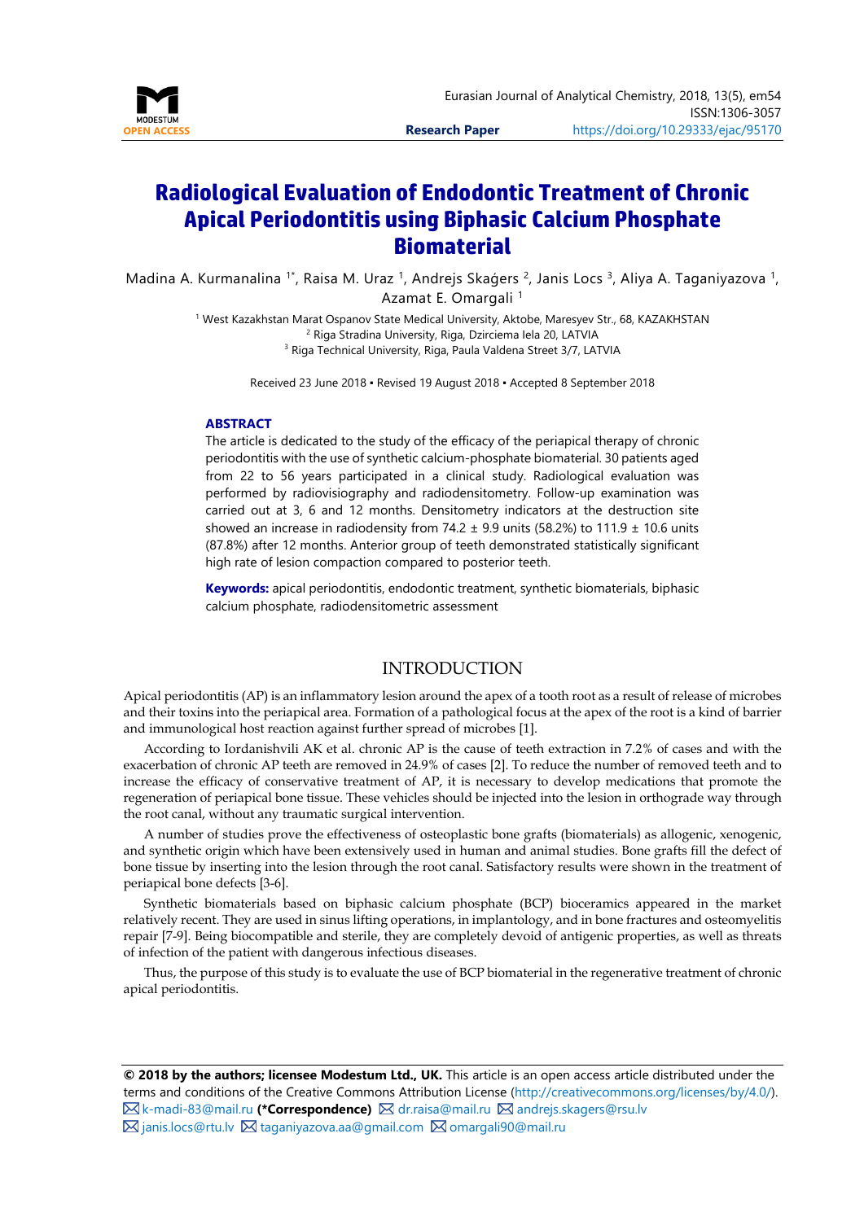# Radiological Evaluation of Endodontic Treatment of Chronic Apical Periodontitis using Biphasic Calcium Phosphate Biomaterial

Madina A. Kurmanalina [1*], Raisa M. Uraz [1], Andrejs Skaģers [2], Janis Locs [3], Aliya A. Taganiyazova [1], Azamat E. Omargali [1]

[1] West Kazakhstan Marat Ospanov State Medical University, Aktobe, Maresyev Str., 68, KAZAKHSTAN
[2] Riga Stradina University, Riga, Dzirciema Iela 20, LATVIA
[3] Riga Technical University, Riga, Paula Valdena Street 3/7, LATVIA

Received 23 June 2018 ▪ Revised 19 August 2018 ▪ Accepted 8 September 2018

**ABSTRACT**

The article is dedicated to the study of the efficacy of the periapical therapy of chronic periodontitis with the use of synthetic calcium-phosphate biomaterial. 30 patients aged from 22 to 56 years participated in a clinical study. Radiological evaluation was performed by radiovisiography and radiodensitometry. Follow-up examination was carried out at 3, 6 and 12 months. Densitometry indicators at the destruction site showed an increase in radiodensity from 74.2 ± 9.9 units (58.2%) to 111.9 ± 10.6 units (87.8%) after 12 months. Anterior group of teeth demonstrated statistically significant high rate of lesion compaction compared to posterior teeth.

**Keywords:** apical periodontitis, endodontic treatment, synthetic biomaterials, biphasic calcium phosphate, radiodensitometric assessment

## INTRODUCTION

Apical periodontitis (AP) is an inflammatory lesion around the apex of a tooth root as a result of release of microbes and their toxins into the periapical area. Formation of a pathological focus at the apex of the root is a kind of barrier and immunological host reaction against further spread of microbes [1].

According to Iordanishvili AK et al. chronic AP is the cause of teeth extraction in 7.2% of cases and with the exacerbation of chronic AP teeth are removed in 24.9% of cases [2]. To reduce the number of removed teeth and to increase the efficacy of conservative treatment of AP, it is necessary to develop medications that promote the regeneration of periapical bone tissue. These vehicles should be injected into the lesion in orthograde way through the root canal, without any traumatic surgical intervention.

A number of studies prove the effectiveness of osteoplastic bone grafts (biomaterials) as allogenic, xenogenic, and synthetic origin which have been extensively used in human and animal studies. Bone grafts fill the defect of bone tissue by inserting into the lesion through the root canal. Satisfactory results were shown in the treatment of periapical bone defects [3-6].

Synthetic biomaterials based on biphasic calcium phosphate (BCP) bioceramics appeared in the market relatively recent. They are used in sinus lifting operations, in implantology, and in bone fractures and osteomyelitis repair [7-9]. Being biocompatible and sterile, they are completely devoid of antigenic properties, as well as threats of infection of the patient with dangerous infectious diseases.

Thus, the purpose of this study is to evaluate the use of BCP biomaterial in the regenerative treatment of chronic apical periodontitis.

**© 2018 by the authors; licensee Modestum Ltd., UK.** This article is an open access article distributed under the terms and conditions of the Creative Commons Attribution License (http://creativecommons.org/licenses/by/4.0/).
k-madi-83@mail.ru **(*Correspondence)** dr.raisa@mail.ru andrejs.skagers@rsu.lv janis.locs@rtu.lv taganiyazova.aa@gmail.com omargali90@mail.ru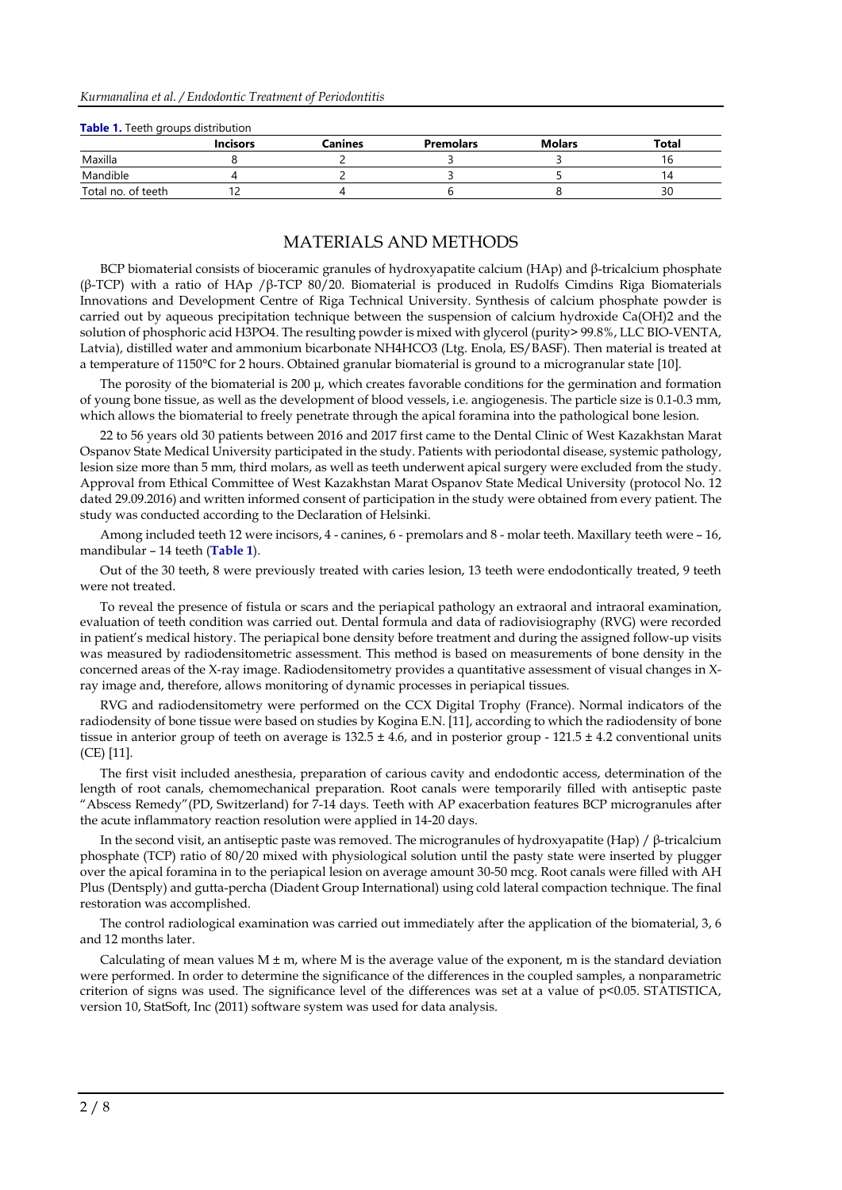**Table 1.** Teeth groups distribution

| | Incisors | Canines | Premolars | Molars | Total |
|---|---|---|---|---|---|
| Maxilla | 8 | 2 | 3 | 3 | 16 |
| Mandible | 4 | 2 | 3 | 5 | 14 |
| Total no. of teeth | 12 | 4 | 6 | 8 | 30 |

# MATERIALS AND METHODS

BCP biomaterial consists of bioceramic granules of hydroxyapatite calcium (HAp) and β-tricalcium phosphate (β-TCP) with a ratio of HAp /β-TCP 80/20. Biomaterial is produced in Rudolfs Cimdins Riga Biomaterials Innovations and Development Centre of Riga Technical University. Synthesis of calcium phosphate powder is carried out by aqueous precipitation technique between the suspension of calcium hydroxide $Ca(OH)_2$ and the solution of phosphoric acid $H_3PO_4$. The resulting powder is mixed with glycerol (purity> 99.8%, LLC BIO-VENTA, Latvia), distilled water and ammonium bicarbonate $NH_4HCO_3$ (Ltg. Enola, ES/BASF). Then material is treated at a temperature of 1150°C for 2 hours. Obtained granular biomaterial is ground to a microgranular state [10].

The porosity of the biomaterial is 200 µ, which creates favorable conditions for the germination and formation of young bone tissue, as well as the development of blood vessels, i.e. angiogenesis. The particle size is 0.1-0.3 mm, which allows the biomaterial to freely penetrate through the apical foramina into the pathological bone lesion.

22 to 56 years old 30 patients between 2016 and 2017 first came to the Dental Clinic of West Kazakhstan Marat Ospanov State Medical University participated in the study. Patients with periodontal disease, systemic pathology, lesion size more than 5 mm, third molars, as well as teeth underwent apical surgery were excluded from the study. Approval from Ethical Committee of West Kazakhstan Marat Ospanov State Medical University (protocol No. 12 dated 29.09.2016) and written informed consent of participation in the study were obtained from every patient. The study was conducted according to the Declaration of Helsinki.

Among included teeth 12 were incisors, 4 - canines, 6 - premolars and 8 - molar teeth. Maxillary teeth were – 16, mandibular – 14 teeth (**Table 1**).

Out of the 30 teeth, 8 were previously treated with caries lesion, 13 teeth were endodontically treated, 9 teeth were not treated.

To reveal the presence of fistula or scars and the periapical pathology an extraoral and intraoral examination, evaluation of teeth condition was carried out. Dental formula and data of radiovisiography (RVG) were recorded in patient's medical history. The periapical bone density before treatment and during the assigned follow-up visits was measured by radiodensitometric assessment. This method is based on measurements of bone density in the concerned areas of the X-ray image. Radiodensitometry provides a quantitative assessment of visual changes in X-ray image and, therefore, allows monitoring of dynamic processes in periapical tissues.

RVG and radiodensitometry were performed on the CCX Digital Trophy (France). Normal indicators of the radiodensity of bone tissue were based on studies by Kogina E.N. [11], according to which the radiodensity of bone tissue in anterior group of teeth on average is 132.5 ± 4.6, and in posterior group - 121.5 ± 4.2 conventional units (CE) [11].

The first visit included anesthesia, preparation of carious cavity and endodontic access, determination of the length of root canals, chemomechanical preparation. Root canals were temporarily filled with antiseptic paste "Abscess Remedy"(PD, Switzerland) for 7-14 days. Teeth with AP exacerbation features BCP microgranules after the acute inflammatory reaction resolution were applied in 14-20 days.

In the second visit, an antiseptic paste was removed. The microgranules of hydroxyapatite (Hap) / β-tricalcium phosphate (TCP) ratio of 80/20 mixed with physiological solution until the pasty state were inserted by plugger over the apical foramina in to the periapical lesion on average amount 30-50 mcg. Root canals were filled with AH Plus (Dentsply) and gutta-percha (Diadent Group International) using cold lateral compaction technique. The final restoration was accomplished.

The control radiological examination was carried out immediately after the application of the biomaterial, 3, 6 and 12 months later.

Calculating of mean values M ± m, where M is the average value of the exponent, m is the standard deviation were performed. In order to determine the significance of the differences in the coupled samples, a nonparametric criterion of signs was used. The significance level of the differences was set at a value of $p<0.05$. STATISTICA, version 10, StatSoft, Inc (2011) software system was used for data analysis.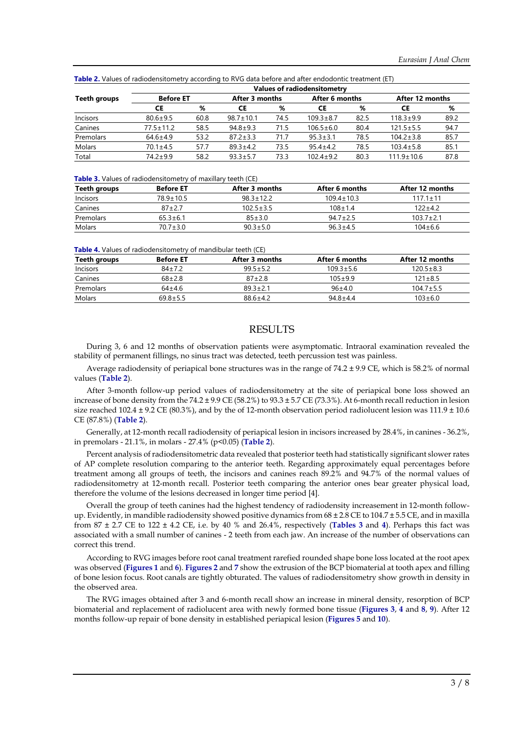**Table 2.** Values of radiodensitometry according to RVG data before and after endodontic treatment (ET)

| Teeth groups | Values of radiodensitometry | | | | | | | |
|---|---|---|---|---|---|---|---|---|
| | Before ET | | After 3 months | | After 6 months | | After 12 months | |
| | CE | % | CE | % | CE | % | CE | % |
| Incisors | 80.6±9.5 | 60.8 | 98.7±10.1 | 74.5 | 109.3±8.7 | 82.5 | 118.3±9.9 | 89.2 |
| Canines | 77.5±11.2 | 58.5 | 94.8±9.3 | 71.5 | 106.5±6.0 | 80.4 | 121.5±5.5 | 94.7 |
| Premolars | 64.6±4.9 | 53.2 | 87.2±3.3 | 71.7 | 95.3±3.1 | 78.5 | 104.2±3.8 | 85.7 |
| Molars | 70.1±4.5 | 57.7 | 89.3±4.2 | 73.5 | 95.4±4.2 | 78.5 | 103.4±5.8 | 85.1 |
| Total | 74.2±9.9 | 58.2 | 93.3±5.7 | 73.3 | 102.4±9.2 | 80.3 | 111.9±10.6 | 87.8 |

**Table 3.** Values of radiodensitometry of maxillary teeth (CE)

| Teeth groups | Before ET | After 3 months | After 6 months | After 12 months |
|---|---|---|---|---|
| Incisors | 78.9±10.5 | 98.3±12.2 | 109.4±10.3 | 117.1±11 |
| Canines | 87±2.7 | 102.5±3.5 | 108±1.4 | 122±4.2 |
| Premolars | 65.3±6.1 | 85±3.0 | 94.7±2.5 | 103.7±2.1 |
| Molars | 70.7±3.0 | 90.3±5.0 | 96.3±4.5 | 104±6.6 |

**Table 4.** Values of radiodensitometry of mandibular teeth (CE)

| Teeth groups | Before ET | After 3 months | After 6 months | After 12 months |
|---|---|---|---|---|
| Incisors | 84±7.2 | 99.5±5.2 | 109.3±5.6 | 120.5±8.3 |
| Canines | 68±2.8 | 87±2.8 | 105±9.9 | 121±8.5 |
| Premolars | 64±4.6 | 89.3±2.1 | 96±4.0 | 104.7±5.5 |
| Molars | 69.8±5.5 | 88.6±4.2 | 94.8±4.4 | 103±6.0 |

## RESULTS

During 3, 6 and 12 months of observation patients were asymptomatic. Intraoral examination revealed the stability of permanent fillings, no sinus tract was detected, teeth percussion test was painless.

Average radiodensity of periapical bone structures was in the range of 74.2 ± 9.9 CE, which is 58.2% of normal values (**Table 2**).

After 3-month follow-up period values of radiodensitometry at the site of periapical bone loss showed an increase of bone density from the 74.2 ± 9.9 CE (58.2%) to 93.3 ± 5.7 CE (73.3%). At 6-month recall reduction in lesion size reached 102.4 ± 9.2 CE (80.3%), and by the of 12-month observation period radiolucent lesion was 111.9 ± 10.6 CE (87.8%) (**Table 2**).

Generally, at 12-month recall radiodensity of periapical lesion in incisors increased by 28.4%, in canines - 36.2%, in premolars - 21.1%, in molars - 27.4% ($p<0.05$) (**Table 2**).

Percent analysis of radiodensitometric data revealed that posterior teeth had statistically significant slower rates of AP complete resolution comparing to the anterior teeth. Regarding approximately equal percentages before treatment among all groups of teeth, the incisors and canines reach 89.2% and 94.7% of the normal values of radiodensitometry at 12-month recall. Posterior teeth comparing the anterior ones bear greater physical load, therefore the volume of the lesions decreased in longer time period [4].

Overall the group of teeth canines had the highest tendency of radiodensity increasement in 12-month follow-up. Evidently, in mandible radiodensity showed positive dynamics from 68 ± 2.8 CE to 104.7 ± 5.5 CE, and in maxilla from 87 ± 2.7 CE to 122 ± 4.2 CE, i.e. by 40 % and 26.4%, respectively (**Tables 3** and **4**). Perhaps this fact was associated with a small number of canines - 2 teeth from each jaw. An increase of the number of observations can correct this trend.

According to RVG images before root canal treatment rarefied rounded shape bone loss located at the root apex was observed (**Figures 1** and **6**). **Figures 2** and **7** show the extrusion of the BCP biomaterial at tooth apex and filling of bone lesion focus. Root canals are tightly obturated. The values of radiodensitometry show growth in density in the observed area.

The RVG images obtained after 3 and 6-month recall show an increase in mineral density, resorption of BCP biomaterial and replacement of radiolucent area with newly formed bone tissue (**Figures 3**, **4** and **8**, **9**). After 12 months follow-up repair of bone density in established periapical lesion (**Figures 5** and **10**).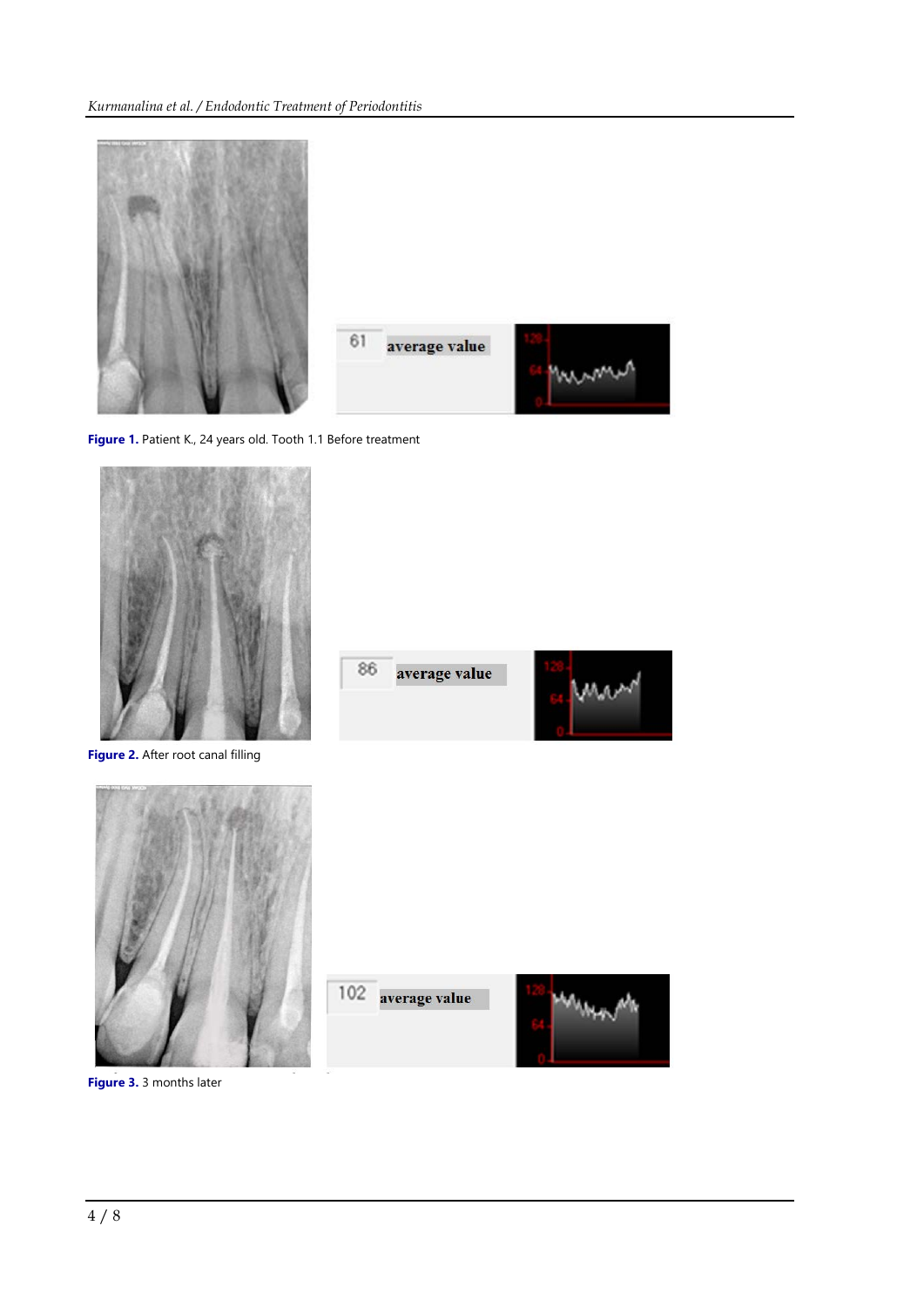61 average value

Figure 1. Patient K., 24 years old. Tooth 1.1 Before treatment

86 average value

Figure 2. After root canal filling

102 average value

Figure 3. 3 months later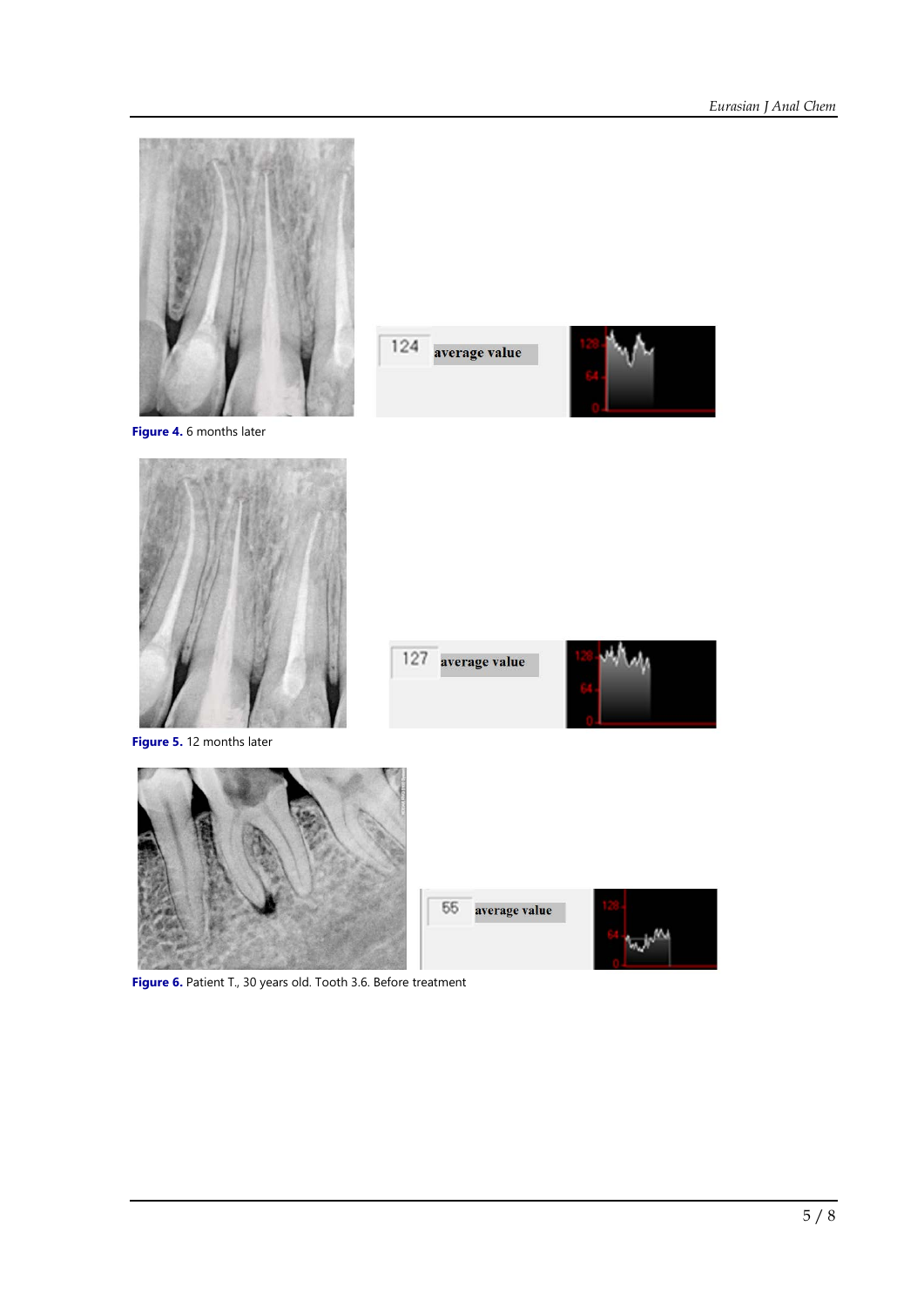**Figure 4.** 6 months later

**Figure 5.** 12 months later

**Figure 6.** Patient T., 30 years old. Tooth 3.6. Before treatment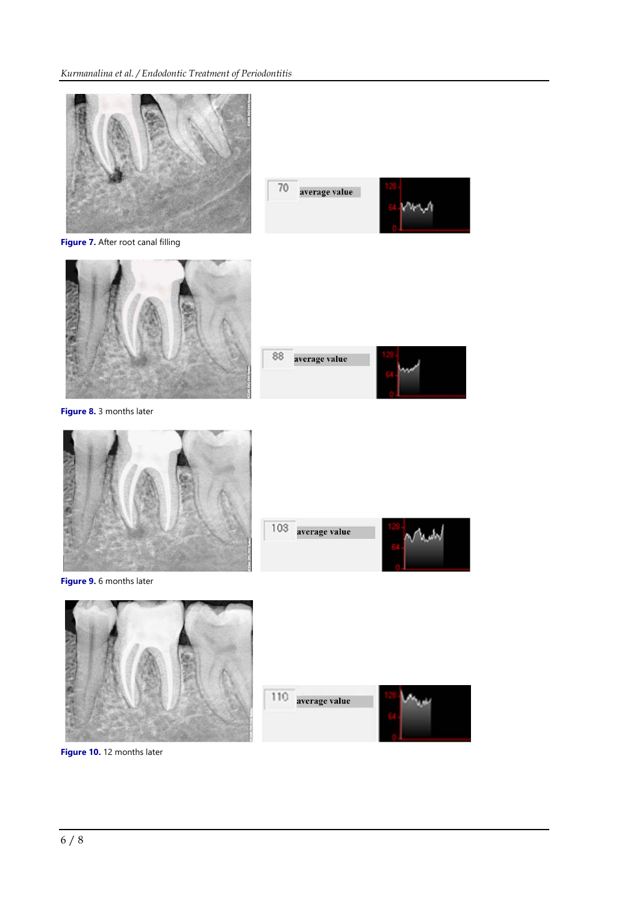Figure 7. After root canal filling

Figure 8. 3 months later

Figure 9. 6 months later

Figure 10. 12 months later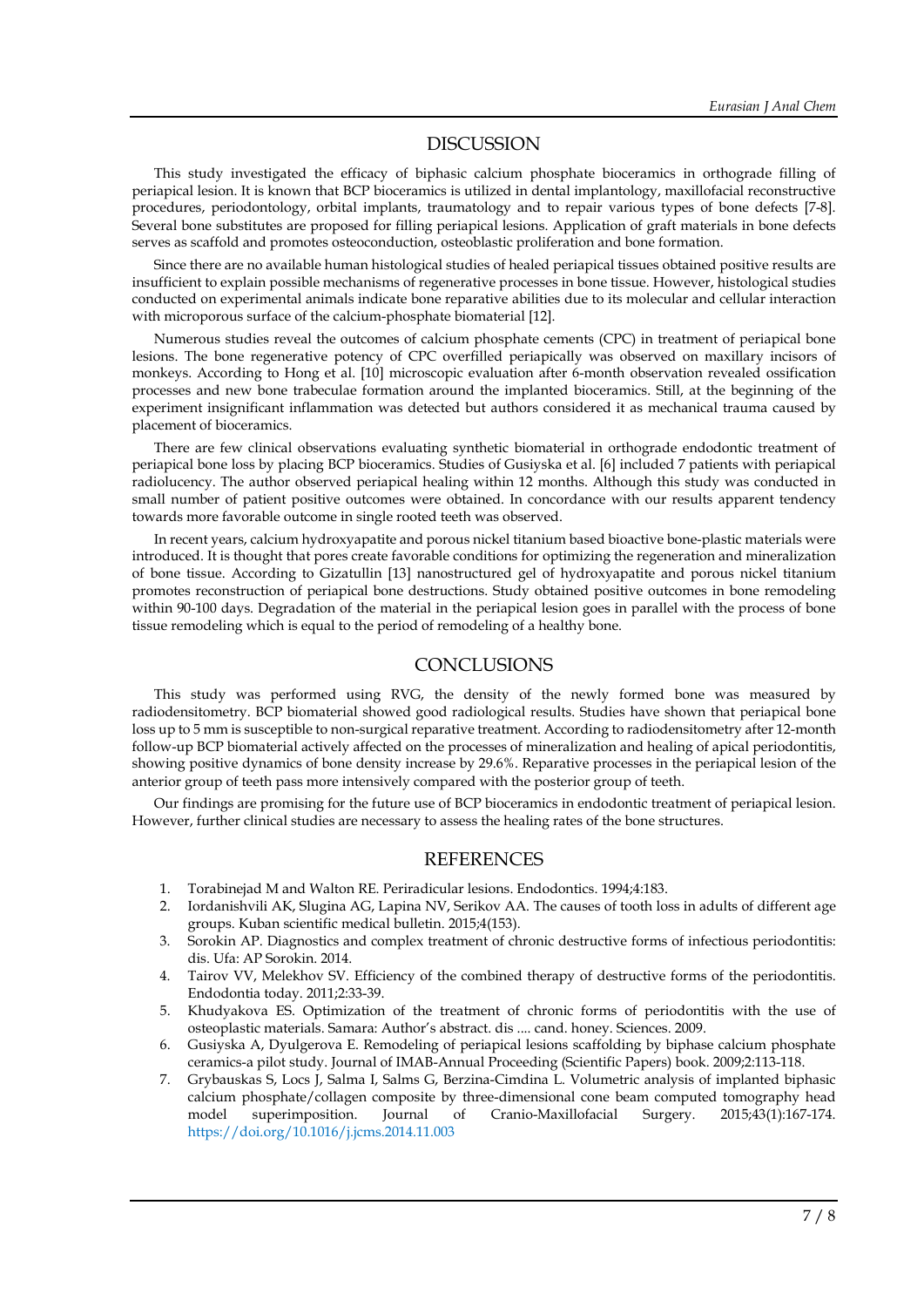## DISCUSSION

This study investigated the efficacy of biphasic calcium phosphate bioceramics in orthograde filling of periapical lesion. It is known that BCP bioceramics is utilized in dental implantology, maxillofacial reconstructive procedures, periodontology, orbital implants, traumatology and to repair various types of bone defects [7-8]. Several bone substitutes are proposed for filling periapical lesions. Application of graft materials in bone defects serves as scaffold and promotes osteoconduction, osteoblastic proliferation and bone formation.

Since there are no available human histological studies of healed periapical tissues obtained positive results are insufficient to explain possible mechanisms of regenerative processes in bone tissue. However, histological studies conducted on experimental animals indicate bone reparative abilities due to its molecular and cellular interaction with microporous surface of the calcium-phosphate biomaterial [12].

Numerous studies reveal the outcomes of calcium phosphate cements (CPC) in treatment of periapical bone lesions. The bone regenerative potency of CPC overfilled periapically was observed on maxillary incisors of monkeys. According to Hong et al. [10] microscopic evaluation after 6-month observation revealed ossification processes and new bone trabeculae formation around the implanted bioceramics. Still, at the beginning of the experiment insignificant inflammation was detected but authors considered it as mechanical trauma caused by placement of bioceramics.

There are few clinical observations evaluating synthetic biomaterial in orthograde endodontic treatment of periapical bone loss by placing BCP bioceramics. Studies of Gusiyska et al. [6] included 7 patients with periapical radiolucency. The author observed periapical healing within 12 months. Although this study was conducted in small number of patient positive outcomes were obtained. In concordance with our results apparent tendency towards more favorable outcome in single rooted teeth was observed.

In recent years, calcium hydroxyapatite and porous nickel titanium based bioactive bone-plastic materials were introduced. It is thought that pores create favorable conditions for optimizing the regeneration and mineralization of bone tissue. According to Gizatullin [13] nanostructured gel of hydroxyapatite and porous nickel titanium promotes reconstruction of periapical bone destructions. Study obtained positive outcomes in bone remodeling within 90-100 days. Degradation of the material in the periapical lesion goes in parallel with the process of bone tissue remodeling which is equal to the period of remodeling of a healthy bone.

## CONCLUSIONS

This study was performed using RVG, the density of the newly formed bone was measured by radiodensitometry. BCP biomaterial showed good radiological results. Studies have shown that periapical bone loss up to 5 mm is susceptible to non-surgical reparative treatment. According to radiodensitometry after 12-month follow-up BCP biomaterial actively affected on the processes of mineralization and healing of apical periodontitis, showing positive dynamics of bone density increase by 29.6%. Reparative processes in the periapical lesion of the anterior group of teeth pass more intensively compared with the posterior group of teeth.

Our findings are promising for the future use of BCP bioceramics in endodontic treatment of periapical lesion. However, further clinical studies are necessary to assess the healing rates of the bone structures.

## REFERENCES

1. Torabinejad M and Walton RE. Periradicular lesions. Endodontics. 1994;4:183.
2. Iordanishvili AK, Slugina AG, Lapina NV, Serikov AA. The causes of tooth loss in adults of different age groups. Kuban scientific medical bulletin. 2015;4(153).
3. Sorokin AP. Diagnostics and complex treatment of chronic destructive forms of infectious periodontitis: dis. Ufa: AP Sorokin. 2014.
4. Tairov VV, Melekhov SV. Efficiency of the combined therapy of destructive forms of the periodontitis. Endodontia today. 2011;2:33-39.
5. Khudyakova ES. Optimization of the treatment of chronic forms of periodontitis with the use of osteoplastic materials. Samara: Author's abstract. dis .... cand. honey. Sciences. 2009.
6. Gusiyska A, Dyulgerova E. Remodeling of periapical lesions scaffolding by biphase calcium phosphate ceramics-a pilot study. Journal of IMAB-Annual Proceeding (Scientific Papers) book. 2009;2:113-118.
7. Grybauskas S, Locs J, Salma I, Salms G, Berzina-Cimdina L. Volumetric analysis of implanted biphasic calcium phosphate/collagen composite by three-dimensional cone beam computed tomography head model superimposition. Journal of Cranio-Maxillofacial Surgery. 2015;43(1):167-174. https://doi.org/10.1016/j.jcms.2014.11.003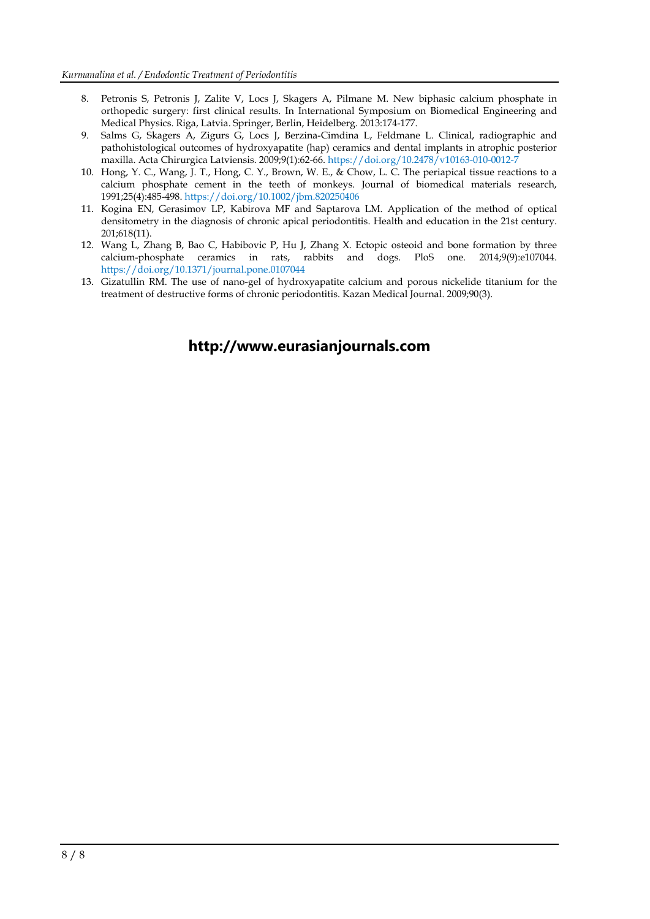8. Petronis S, Petronis J, Zalite V, Locs J, Skagers A, Pilmane M. New biphasic calcium phosphate in orthopedic surgery: first clinical results. In International Symposium on Biomedical Engineering and Medical Physics. Riga, Latvia. Springer, Berlin, Heidelberg. 2013:174-177.
9. Salms G, Skagers A, Zigurs G, Locs J, Berzina-Cimdina L, Feldmane L. Clinical, radiographic and pathohistological outcomes of hydroxyapatite (hap) ceramics and dental implants in atrophic posterior maxilla. Acta Chirurgica Latviensis. 2009;9(1):62-66. https://doi.org/10.2478/v10163-010-0012-7
10. Hong, Y. C., Wang, J. T., Hong, C. Y., Brown, W. E., & Chow, L. C. The periapical tissue reactions to a calcium phosphate cement in the teeth of monkeys. Journal of biomedical materials research, 1991;25(4):485-498. https://doi.org/10.1002/jbm.820250406
11. Kogina EN, Gerasimov LP, Kabirova MF and Saptarova LM. Application of the method of optical densitometry in the diagnosis of chronic apical periodontitis. Health and education in the 21st century. 201;618(11).
12. Wang L, Zhang B, Bao C, Habibovic P, Hu J, Zhang X. Ectopic osteoid and bone formation by three calcium-phosphate ceramics in rats, rabbits and dogs. PloS one. 2014;9(9):e107044. https://doi.org/10.1371/journal.pone.0107044
13. Gizatullin RM. The use of nano-gel of hydroxyapatite calcium and porous nickelide titanium for the treatment of destructive forms of chronic periodontitis. Kazan Medical Journal. 2009;90(3).

**http://www.eurasianjournals.com**